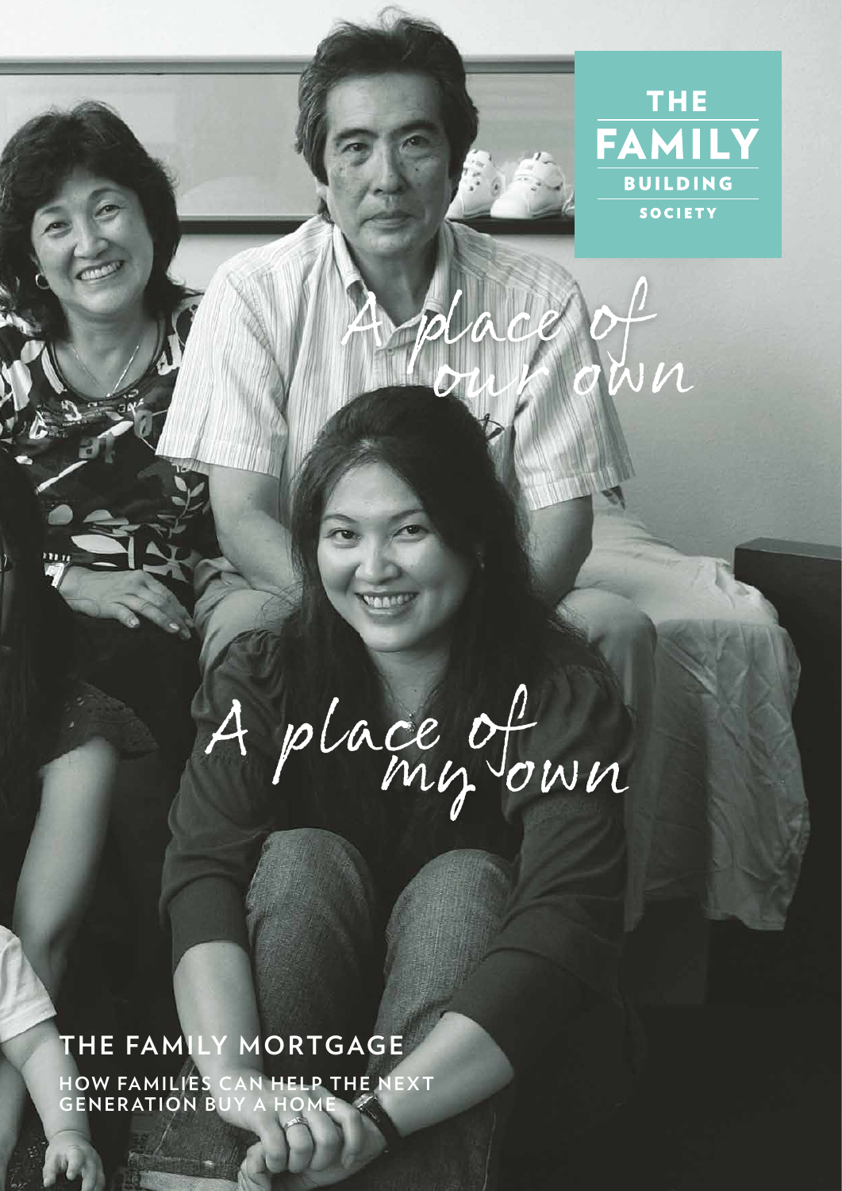THE FAMILY BUILDING SOCIETY

A place of our own

A place of my own

# THE FAMILY MORTGAGE

## HOW FAMILIES CAN HELP THE NEXT GENERATION BUY A HOME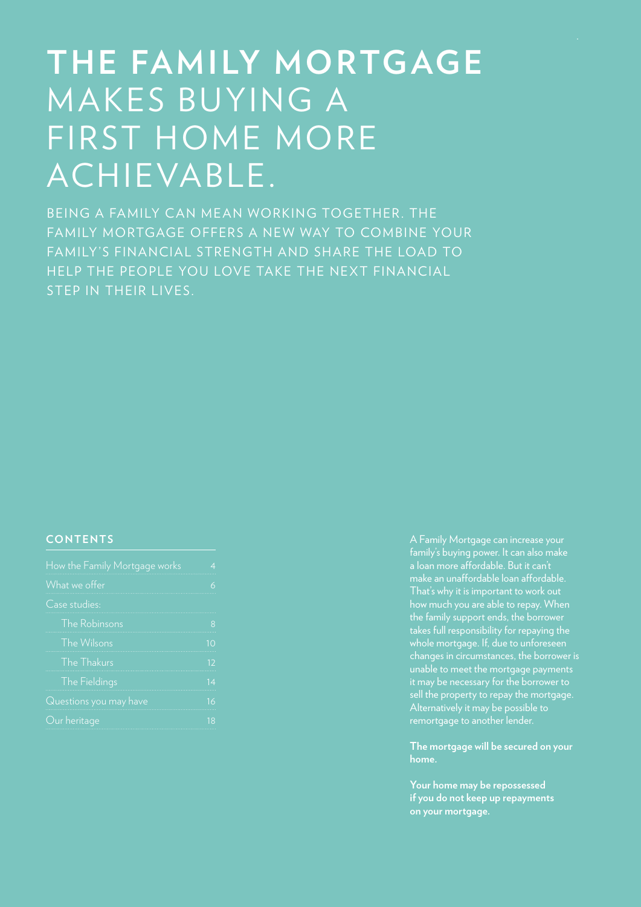# **THE FAMILY MORTGAGE** MAKES BUYING A FIRST HOME MORE ACHIEVABLE.

BEING A FAMILY CAN MEAN WORKING TOGETHER. THE FAMILY MORTGAGE OFFERS A NEW WAY TO COMBINE YOUR FAMILY'S FINANCIAL STRENGTH AND SHARE THE LOAD TO HELP THE PEOPLE YOU LOVE TAKE THE NEXT FINANCIAL STEP IN THEIR LIVES.

**CONTENTS**

| | |
|---|---|
| How the Family Mortgage works | 4 |
| What we offer | 6 |
| Case studies: | |
| The Robinsons | 8 |
| The Wilsons | 10 |
| The Thakurs | 12 |
| The Fieldings | 14 |
| Questions you may have | 16 |
| Our heritage | 18 |

A Family Mortgage can increase your family's buying power. It can also make a loan more affordable. But it can't make an unaffordable loan affordable. That's why it is important to work out how much you are able to repay. When the family support ends, the borrower takes full responsibility for repaying the whole mortgage. If, due to unforeseen changes in circumstances, the borrower is unable to meet the mortgage payments it may be necessary for the borrower to sell the property to repay the mortgage. Alternatively it may be possible to remortgage to another lender.

**The mortgage will be secured on your home.**

**Your home may be repossessed if you do not keep up repayments on your mortgage.**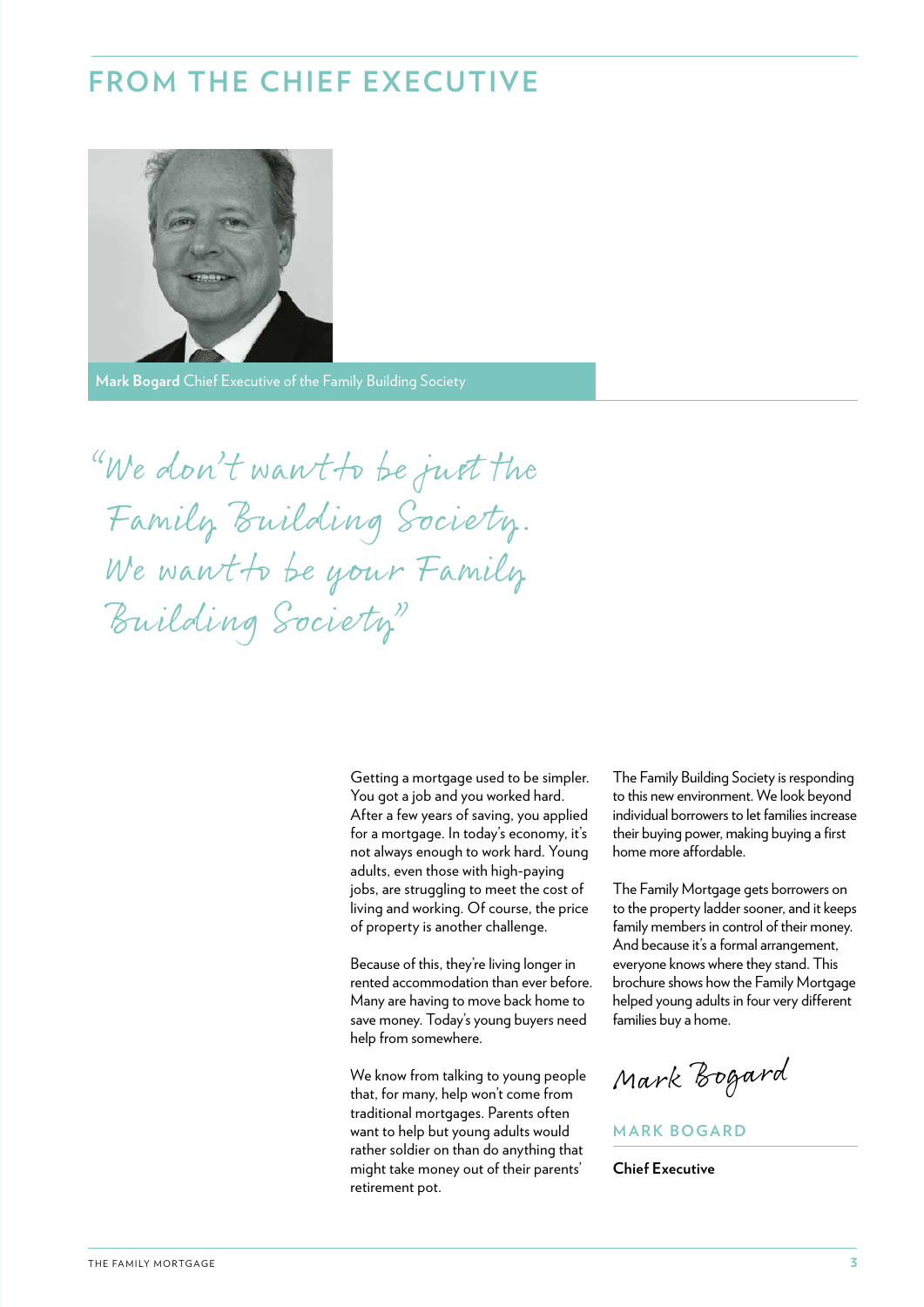# FROM THE CHIEF EXECUTIVE

**Mark Bogard** Chief Executive of the Family Building Society

*"We don't want to be just the Family Building Society. We want to be your Family Building Society"*

Getting a mortgage used to be simpler. You got a job and you worked hard. After a few years of saving, you applied for a mortgage. In today's economy, it's not always enough to work hard. Young adults, even those with high-paying jobs, are struggling to meet the cost of living and working. Of course, the price of property is another challenge.

Because of this, they're living longer in rented accommodation than ever before. Many are having to move back home to save money. Today's young buyers need help from somewhere.

We know from talking to young people that, for many, help won't come from traditional mortgages. Parents often want to help but young adults would rather soldier on than do anything that might take money out of their parents' retirement pot.

The Family Building Society is responding to this new environment. We look beyond individual borrowers to let families increase their buying power, making buying a first home more affordable.

The Family Mortgage gets borrowers on to the property ladder sooner, and it keeps family members in control of their money. And because it's a formal arrangement, everyone knows where they stand. This brochure shows how the Family Mortgage helped young adults in four very different families buy a home.

*Mark Bogard*

**MARK BOGARD**

**Chief Executive**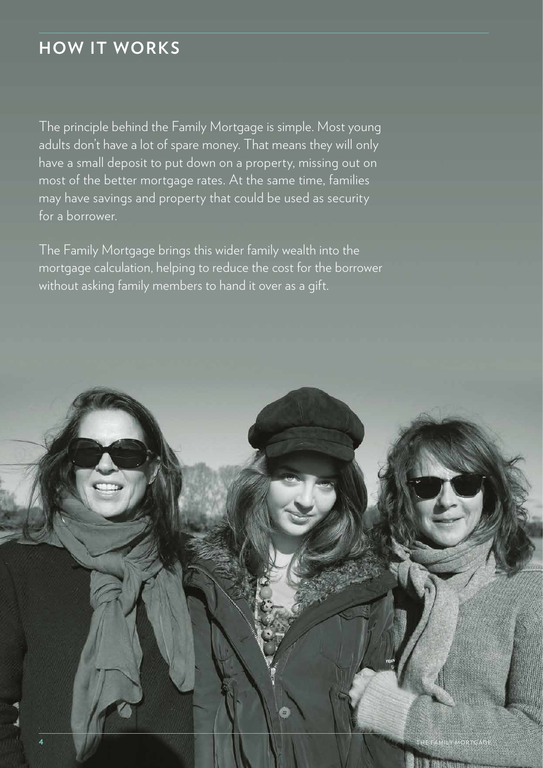## HOW IT WORKS

The principle behind the Family Mortgage is simple. Most young adults don't have a lot of spare money. That means they will only have a small deposit to put down on a property, missing out on most of the better mortgage rates. At the same time, families may have savings and property that could be used as security for a borrower.

The Family Mortgage brings this wider family wealth into the mortgage calculation, helping to reduce the cost for the borrower without asking family members to hand it over as a gift.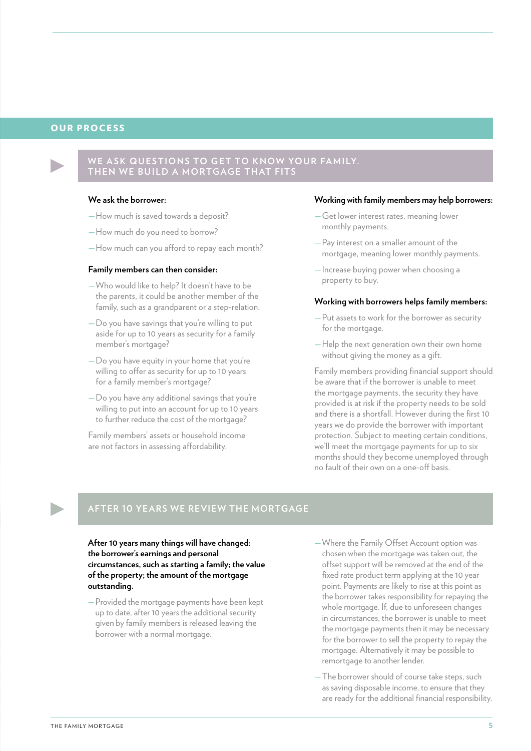## OUR PROCESS

### WE ASK QUESTIONS TO GET TO KNOW YOUR FAMILY. THEN WE BUILD A MORTGAGE THAT FITS

**We ask the borrower:**

- How much is saved towards a deposit?
- How much do you need to borrow?
- How much can you afford to repay each month?

**Family members can then consider:**

- Who would like to help? It doesn't have to be the parents, it could be another member of the family, such as a grandparent or a step-relation.
- Do you have savings that you're willing to put aside for up to 10 years as security for a family member's mortgage?
- Do you have equity in your home that you're willing to offer as security for up to 10 years for a family member's mortgage?
- Do you have any additional savings that you're willing to put into an account for up to 10 years to further reduce the cost of the mortgage?

Family members' assets or household income are not factors in assessing affordability.

**Working with family members may help borrowers:**

- Get lower interest rates, meaning lower monthly payments.
- Pay interest on a smaller amount of the mortgage, meaning lower monthly payments.
- Increase buying power when choosing a property to buy.

**Working with borrowers helps family members:**

- Put assets to work for the borrower as security for the mortgage.
- Help the next generation own their own home without giving the money as a gift.

Family members providing financial support should be aware that if the borrower is unable to meet the mortgage payments, the security they have provided is at risk if the property needs to be sold and there is a shortfall. However during the first 10 years we do provide the borrower with important protection. Subject to meeting certain conditions, we'll meet the mortgage payments for up to six months should they become unemployed through no fault of their own on a one-off basis.

### AFTER 10 YEARS WE REVIEW THE MORTGAGE

**After 10 years many things will have changed: the borrower's earnings and personal circumstances, such as starting a family; the value of the property; the amount of the mortgage outstanding.**

- Provided the mortgage payments have been kept up to date, after 10 years the additional security given by family members is released leaving the borrower with a normal mortgage.
- Where the Family Offset Account option was chosen when the mortgage was taken out, the offset support will be removed at the end of the fixed rate product term applying at the 10 year point. Payments are likely to rise at this point as the borrower takes responsibility for repaying the whole mortgage. If, due to unforeseen changes in circumstances, the borrower is unable to meet the mortgage payments then it may be necessary for the borrower to sell the property to repay the mortgage. Alternatively it may be possible to remortgage to another lender.
- The borrower should of course take steps, such as saving disposable income, to ensure that they are ready for the additional financial responsibility.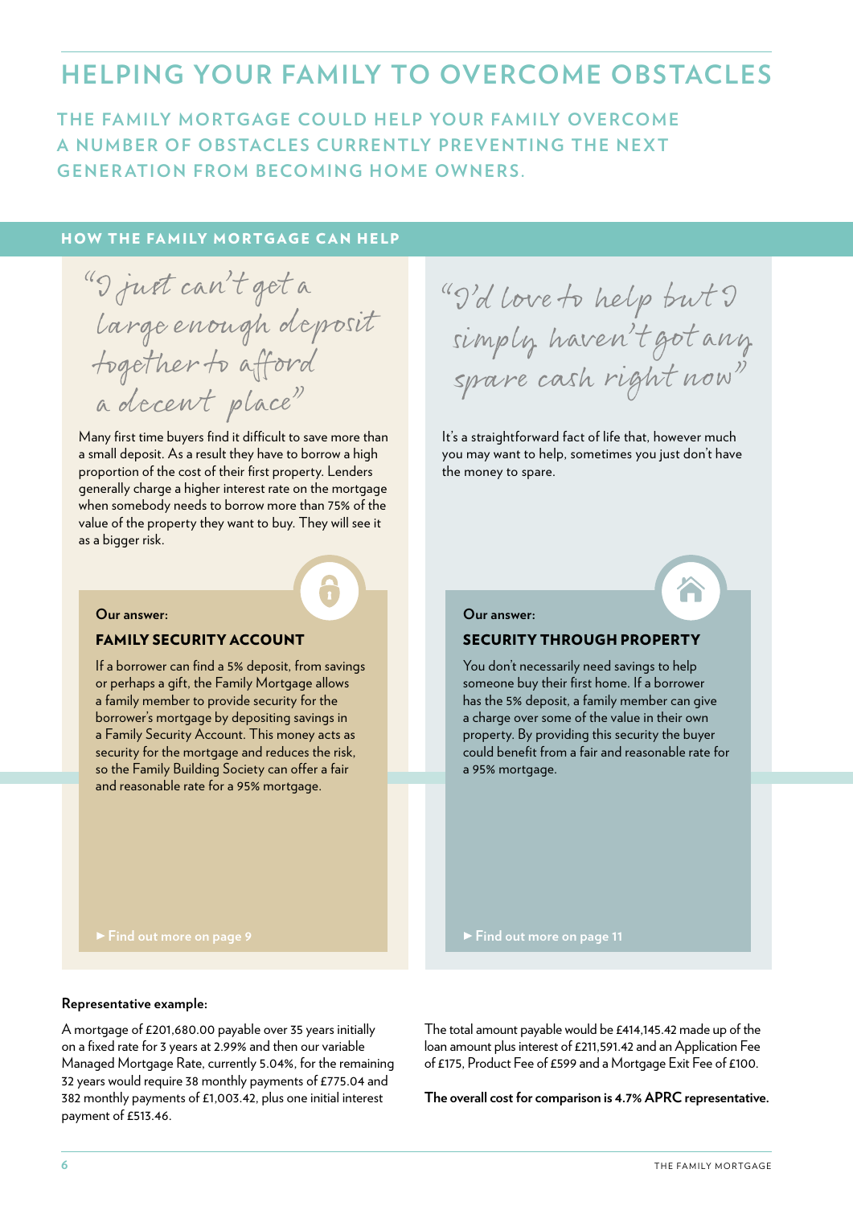# HELPING YOUR FAMILY TO OVERCOME OBSTACLES

## THE FAMILY MORTGAGE COULD HELP YOUR FAMILY OVERCOME A NUMBER OF OBSTACLES CURRENTLY PREVENTING THE NEXT GENERATION FROM BECOMING HOME OWNERS.

### HOW THE FAMILY MORTGAGE CAN HELP

*"I just can't get a large enough deposit together to afford a decent place"*

Many first time buyers find it difficult to save more than a small deposit. As a result they have to borrow a high proportion of the cost of their first property. Lenders generally charge a higher interest rate on the mortgage when somebody needs to borrow more than 75% of the value of the property they want to buy. They will see it as a bigger risk.

**Our answer:**

**FAMILY SECURITY ACCOUNT**

If a borrower can find a 5% deposit, from savings or perhaps a gift, the Family Mortgage allows a family member to provide security for the borrower's mortgage by depositing savings in a Family Security Account. This money acts as security for the mortgage and reduces the risk, so the Family Building Society can offer a fair and reasonable rate for a 95% mortgage.

► Find out more on page 9

*"I'd love to help but I simply haven't got any spare cash right now"*

It's a straightforward fact of life that, however much you may want to help, sometimes you just don't have the money to spare.

**Our answer:**

**SECURITY THROUGH PROPERTY**

You don't necessarily need savings to help someone buy their first home. If a borrower has the 5% deposit, a family member can give a charge over some of the value in their own property. By providing this security the buyer could benefit from a fair and reasonable rate for a 95% mortgage.

► Find out more on page 11

**Representative example:**

A mortgage of £201,680.00 payable over 35 years initially on a fixed rate for 3 years at 2.99% and then our variable Managed Mortgage Rate, currently 5.04%, for the remaining 32 years would require 38 monthly payments of £775.04 and 382 monthly payments of £1,003.42, plus one initial interest payment of £513.46.

The total amount payable would be £414,145.42 made up of the loan amount plus interest of £211,591.42 and an Application Fee of £175, Product Fee of £599 and a Mortgage Exit Fee of £100.

**The overall cost for comparison is 4.7% APRC representative.**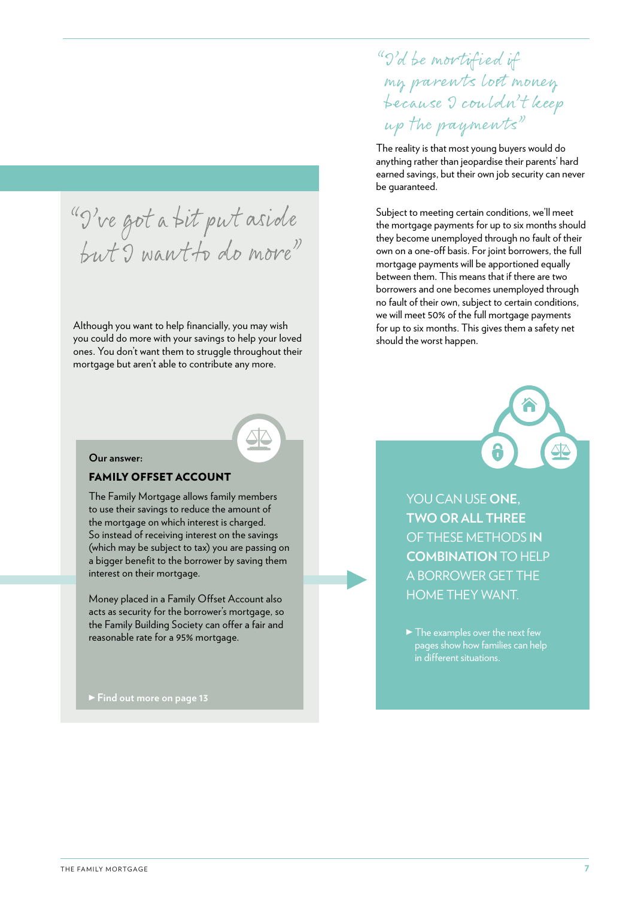*"I've got a bit put aside but I want to do more"*

Although you want to help financially, you may wish you could do more with your savings to help your loved ones. You don't want them to struggle throughout their mortgage but aren't able to contribute any more.

**Our answer:**

## FAMILY OFFSET ACCOUNT

The Family Mortgage allows family members to use their savings to reduce the amount of the mortgage on which interest is charged. So instead of receiving interest on the savings (which may be subject to tax) you are passing on a bigger benefit to the borrower by saving them interest on their mortgage.

Money placed in a Family Offset Account also acts as security for the borrower's mortgage, so the Family Building Society can offer a fair and reasonable rate for a 95% mortgage.

► **Find out more on page 13**

*"I'd be mortified if my parents lost money because I couldn't keep up the payments"*

The reality is that most young buyers would do anything rather than jeopardise their parents' hard earned savings, but their own job security can never be guaranteed.

Subject to meeting certain conditions, we'll meet the mortgage payments for up to six months should they become unemployed through no fault of their own on a one-off basis. For joint borrowers, the full mortgage payments will be apportioned equally between them. This means that if there are two borrowers and one becomes unemployed through no fault of their own, subject to certain conditions, we will meet 50% of the full mortgage payments for up to six months. This gives them a safety net should the worst happen.

YOU CAN USE **ONE, TWO OR ALL THREE** OF THESE METHODS **IN COMBINATION** TO HELP A BORROWER GET THE HOME THEY WANT.

► The examples over the next few pages show how families can help in different situations.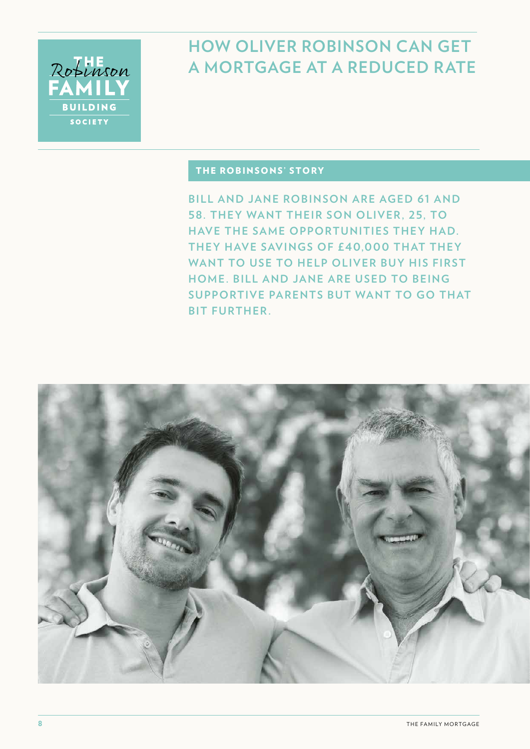THE *Robinson* FAMILY BUILDING SOCIETY

# HOW OLIVER ROBINSON CAN GET A MORTGAGE AT A REDUCED RATE

## THE ROBINSONS' STORY

**BILL AND JANE ROBINSON ARE AGED 61 AND 58. THEY WANT THEIR SON OLIVER, 25, TO HAVE THE SAME OPPORTUNITIES THEY HAD. THEY HAVE SAVINGS OF £40,000 THAT THEY WANT TO USE TO HELP OLIVER BUY HIS FIRST HOME. BILL AND JANE ARE USED TO BEING SUPPORTIVE PARENTS BUT WANT TO GO THAT BIT FURTHER.**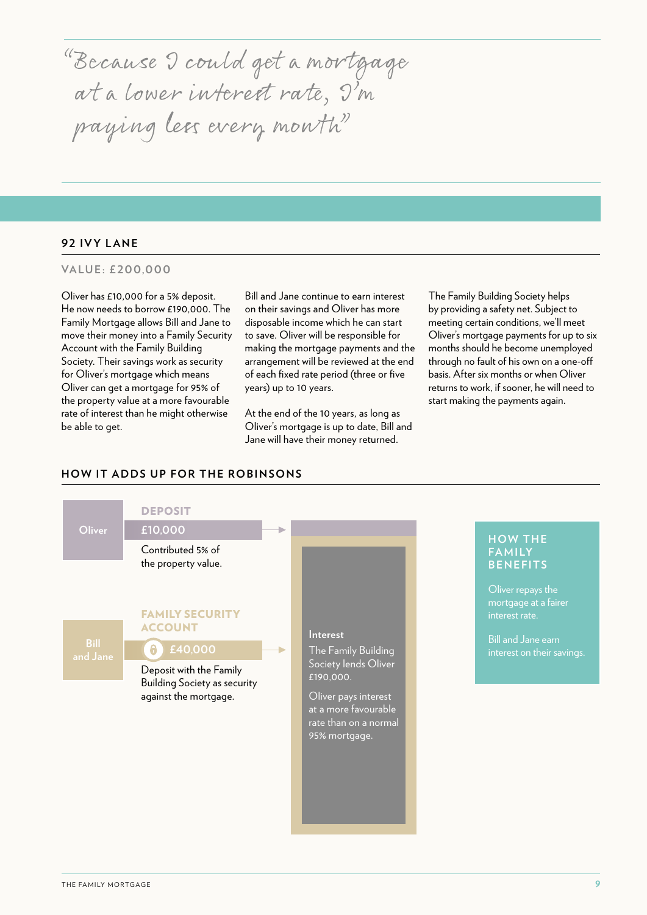*"Because I could get a mortgage at a lower interest rate, I'm paying less every month"*

## 92 IVY LANE

### VALUE: £200,000

Oliver has £10,000 for a 5% deposit. He now needs to borrow £190,000. The Family Mortgage allows Bill and Jane to move their money into a Family Security Account with the Family Building Society. Their savings work as security for Oliver's mortgage which means Oliver can get a mortgage for 95% of the property value at a more favourable rate of interest than he might otherwise be able to get.

Bill and Jane continue to earn interest on their savings and Oliver has more disposable income which he can start to save. Oliver will be responsible for making the mortgage payments and the arrangement will be reviewed at the end of each fixed rate period (three or five years) up to 10 years.

At the end of the 10 years, as long as Oliver's mortgage is up to date, Bill and Jane will have their money returned.

The Family Building Society helps by providing a safety net. Subject to meeting certain conditions, we'll meet Oliver's mortgage payments for up to six months should he become unemployed through no fault of his own on a one-off basis. After six months or when Oliver returns to work, if sooner, he will need to start making the payments again.

## HOW IT ADDS UP FOR THE ROBINSONS

Oliver

**DEPOSIT**

£10,000

Contributed 5% of the property value.

Bill and Jane

**FAMILY SECURITY ACCOUNT**

£40,000

Deposit with the Family Building Society as security against the mortgage.

**Interest**

The Family Building Society lends Oliver £190,000.

Oliver pays interest at a more favourable rate than on a normal 95% mortgage.

**HOW THE FAMILY BENEFITS**

Oliver repays the mortgage at a fairer interest rate.

Bill and Jane earn interest on their savings.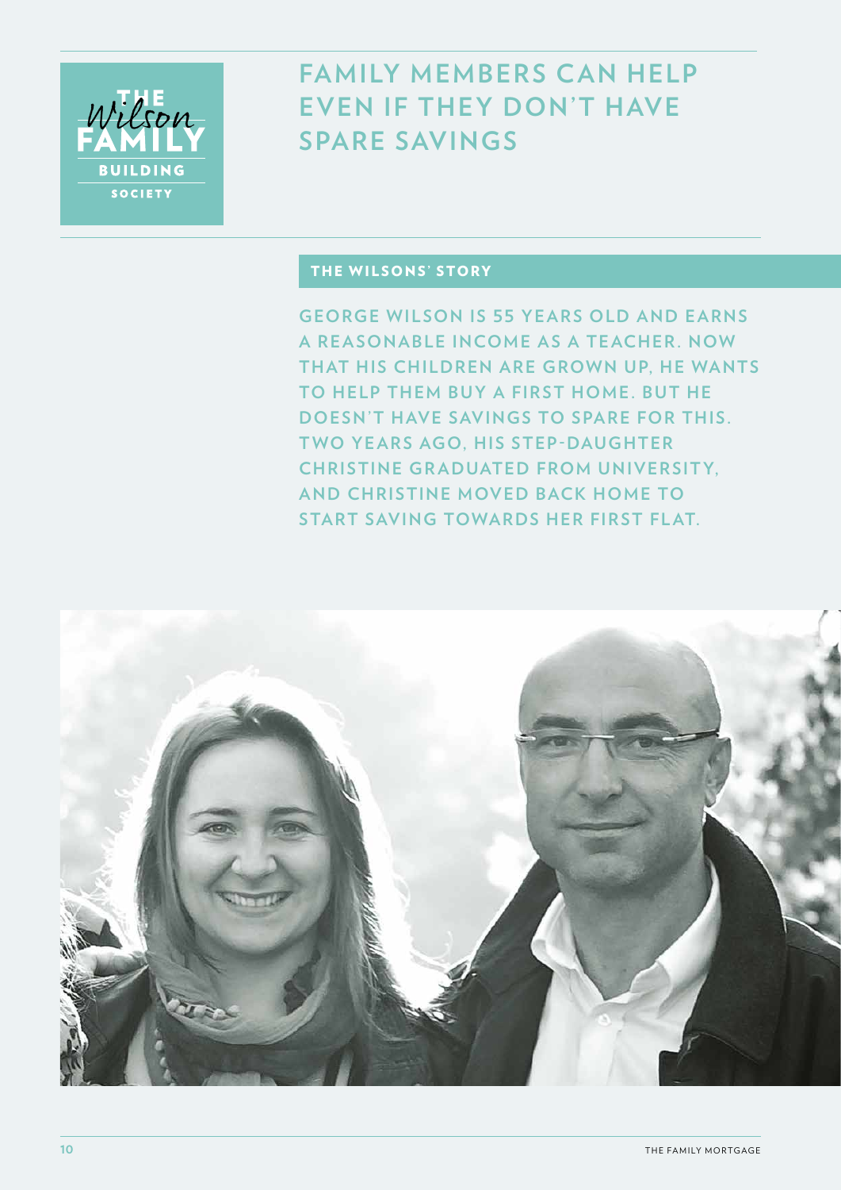# FAMILY MEMBERS CAN HELP EVEN IF THEY DON'T HAVE SPARE SAVINGS

THE *Wilson* FAMILY BUILDING SOCIETY

## THE WILSONS' STORY

**GEORGE WILSON IS 55 YEARS OLD AND EARNS A REASONABLE INCOME AS A TEACHER. NOW THAT HIS CHILDREN ARE GROWN UP, HE WANTS TO HELP THEM BUY A FIRST HOME. BUT HE DOESN'T HAVE SAVINGS TO SPARE FOR THIS. TWO YEARS AGO, HIS STEP-DAUGHTER CHRISTINE GRADUATED FROM UNIVERSITY, AND CHRISTINE MOVED BACK HOME TO START SAVING TOWARDS HER FIRST FLAT.**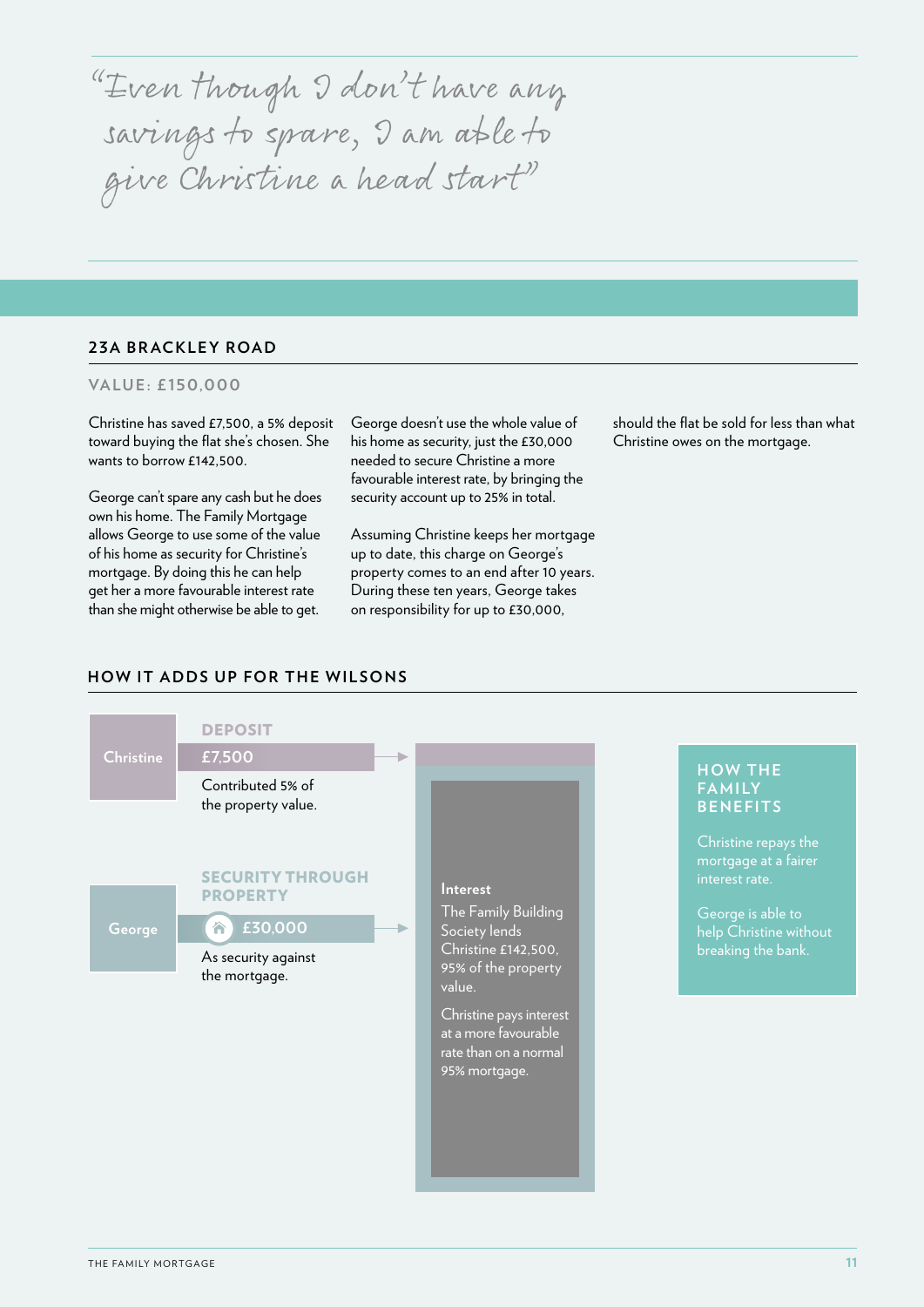*"Even though I don't have any savings to spare, I am able to give Christine a head start"*

## 23A BRACKLEY ROAD

### VALUE: £150,000

Christine has saved £7,500, a 5% deposit toward buying the flat she's chosen. She wants to borrow £142,500.

George can't spare any cash but he does own his home. The Family Mortgage allows George to use some of the value of his home as security for Christine's mortgage. By doing this he can help get her a more favourable interest rate than she might otherwise be able to get.

George doesn't use the whole value of his home as security, just the £30,000 needed to secure Christine a more favourable interest rate, by bringing the security account up to 25% in total.

Assuming Christine keeps her mortgage up to date, this charge on George's property comes to an end after 10 years. During these ten years, George takes on responsibility for up to £30,000, should the flat be sold for less than what Christine owes on the mortgage.

## HOW IT ADDS UP FOR THE WILSONS

Christine

**DEPOSIT**

£7,500

Contributed 5% of the property value.

George

**SECURITY THROUGH PROPERTY**

£30,000

As security against the mortgage.

**Interest**

The Family Building Society lends Christine £142,500, 95% of the property value.

Christine pays interest at a more favourable rate than on a normal 95% mortgage.

### HOW THE FAMILY BENEFITS

Christine repays the mortgage at a fairer interest rate.

George is able to help Christine without breaking the bank.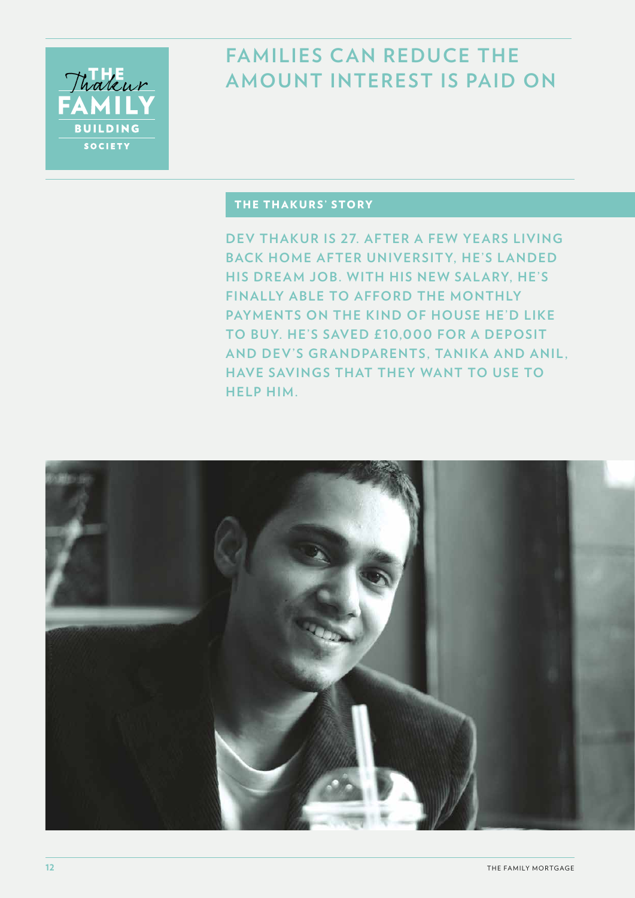# FAMILIES CAN REDUCE THE AMOUNT INTEREST IS PAID ON

THE Thakur FAMILY BUILDING SOCIETY

## THE THAKURS' STORY

**DEV THAKUR IS 27. AFTER A FEW YEARS LIVING BACK HOME AFTER UNIVERSITY, HE'S LANDED HIS DREAM JOB. WITH HIS NEW SALARY, HE'S FINALLY ABLE TO AFFORD THE MONTHLY PAYMENTS ON THE KIND OF HOUSE HE'D LIKE TO BUY. HE'S SAVED £10,000 FOR A DEPOSIT AND DEV'S GRANDPARENTS, TANIKA AND ANIL, HAVE SAVINGS THAT THEY WANT TO USE TO HELP HIM.**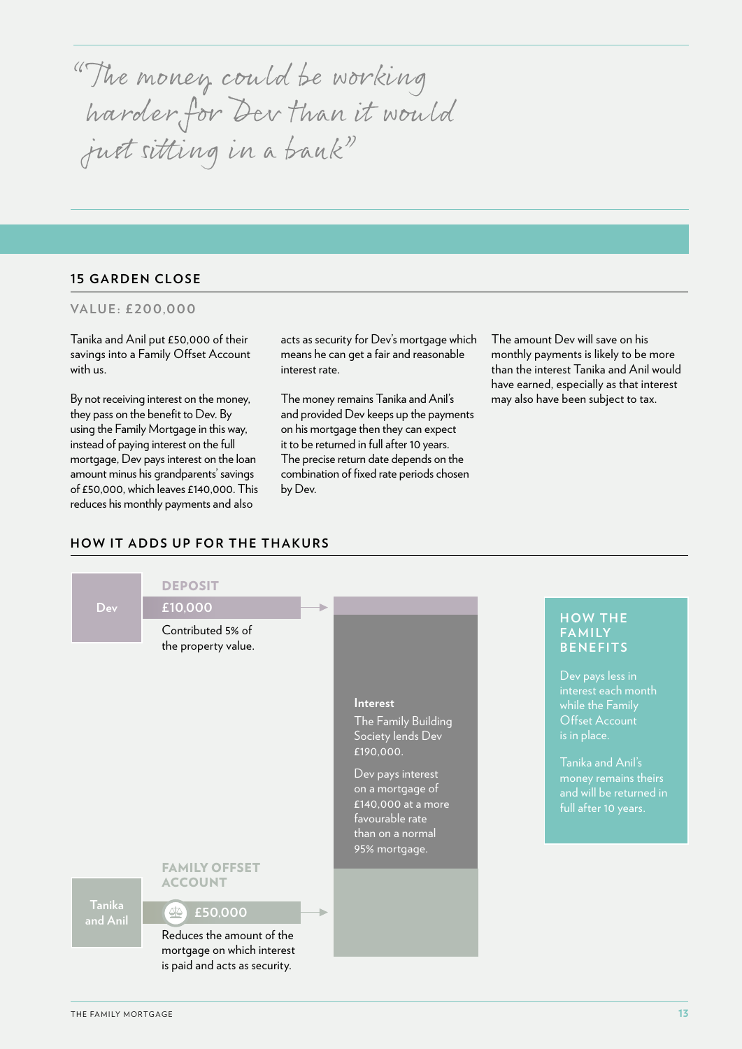*"The money could be working harder for Dev than it would just sitting in a bank"*

## 15 GARDEN CLOSE

**VALUE: £200,000**

Tanika and Anil put £50,000 of their savings into a Family Offset Account with us.

By not receiving interest on the money, they pass on the benefit to Dev. By using the Family Mortgage in this way, instead of paying interest on the full mortgage, Dev pays interest on the loan amount minus his grandparents' savings of £50,000, which leaves £140,000. This reduces his monthly payments and also acts as security for Dev's mortgage which means he can get a fair and reasonable interest rate.

The money remains Tanika and Anil's and provided Dev keeps up the payments on his mortgage then they can expect it to be returned in full after 10 years. The precise return date depends on the combination of fixed rate periods chosen by Dev.

The amount Dev will save on his monthly payments is likely to be more than the interest Tanika and Anil would have earned, especially as that interest may also have been subject to tax.

## HOW IT ADDS UP FOR THE THAKURS

Dev

DEPOSIT

£10,000

Contributed 5% of the property value.

**Interest**

The Family Building Society lends Dev £190,000.

Dev pays interest on a mortgage of £140,000 at a more favourable rate than on a normal 95% mortgage.

Tanika and Anil

FAMILY OFFSET ACCOUNT

£50,000

Reduces the amount of the mortgage on which interest is paid and acts as security.

### HOW THE FAMILY BENEFITS

Dev pays less in interest each month while the Family Offset Account is in place.

Tanika and Anil's money remains theirs and will be returned in full after 10 years.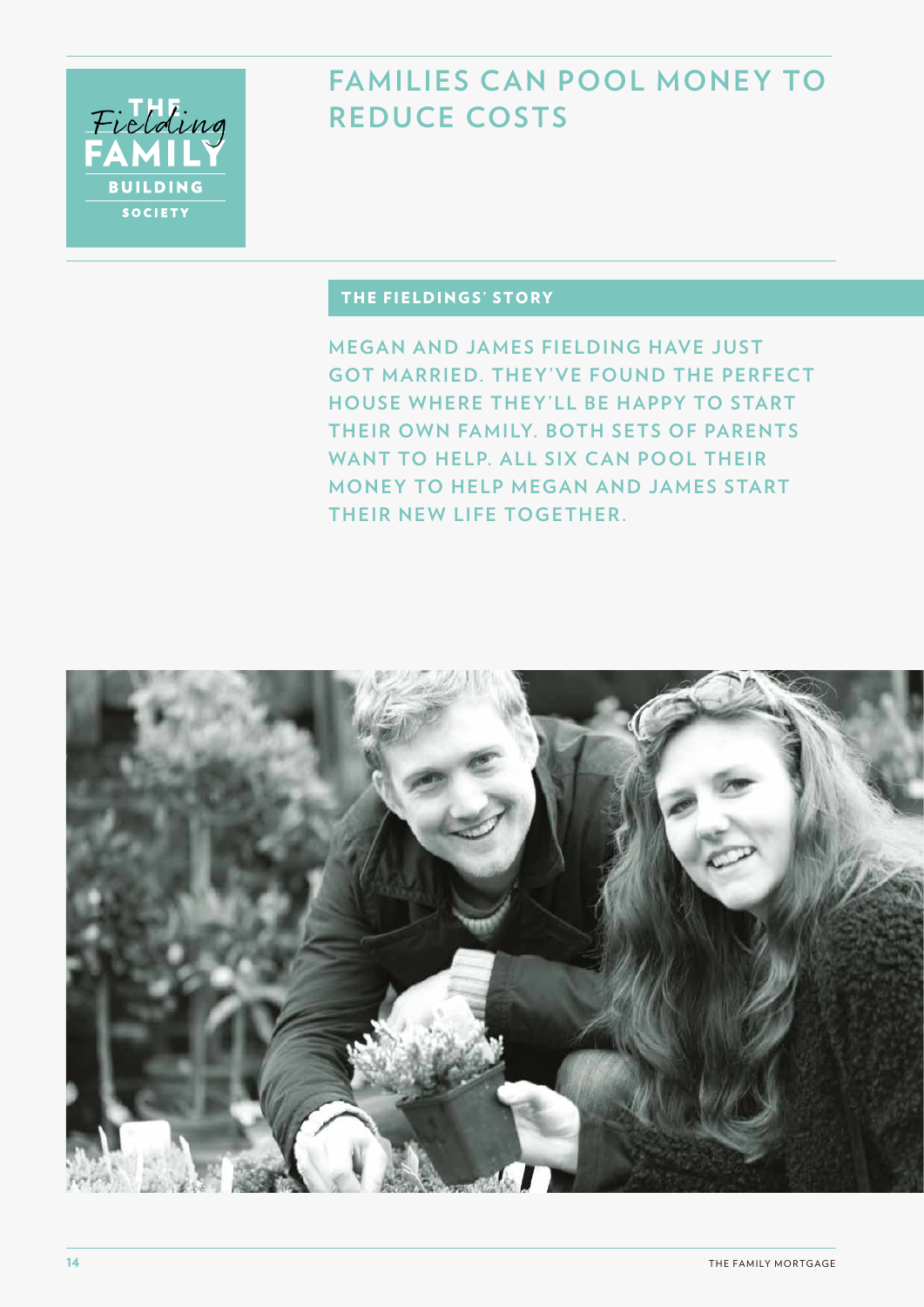# FAMILIES CAN POOL MONEY TO REDUCE COSTS

THE *Fielding* FAMILY BUILDING SOCIETY

## THE FIELDINGS' STORY

MEGAN AND JAMES FIELDING HAVE JUST GOT MARRIED. THEY'VE FOUND THE PERFECT HOUSE WHERE THEY'LL BE HAPPY TO START THEIR OWN FAMILY. BOTH SETS OF PARENTS WANT TO HELP. ALL SIX CAN POOL THEIR MONEY TO HELP MEGAN AND JAMES START THEIR NEW LIFE TOGETHER.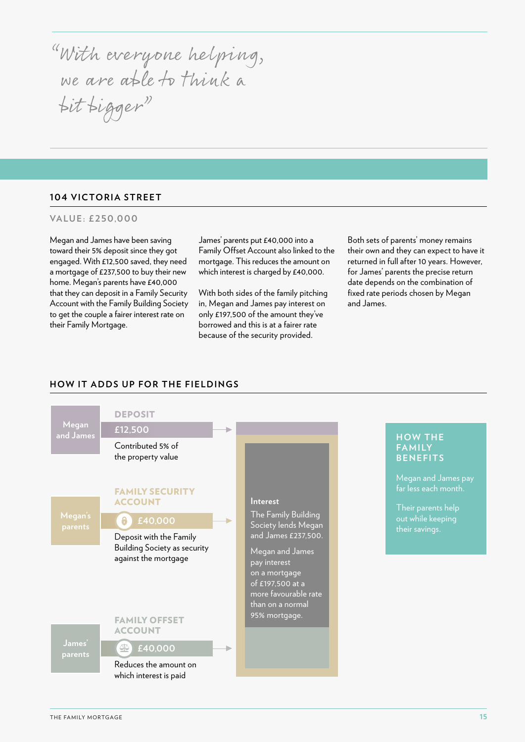*"With everyone helping, we are able to think a bit bigger"*

## 104 VICTORIA STREET

### VALUE: £250,000

Megan and James have been saving toward their 5% deposit since they got engaged. With £12,500 saved, they need a mortgage of £237,500 to buy their new home. Megan's parents have £40,000 that they can deposit in a Family Security Account with the Family Building Society to get the couple a fairer interest rate on their Family Mortgage.

James' parents put £40,000 into a Family Offset Account also linked to the mortgage. This reduces the amount on which interest is charged by £40,000.

With both sides of the family pitching in, Megan and James pay interest on only £197,500 of the amount they've borrowed and this is at a fairer rate because of the security provided.

Both sets of parents' money remains their own and they can expect to have it returned in full after 10 years. However, for James' parents the precise return date depends on the combination of fixed rate periods chosen by Megan and James.

## HOW IT ADDS UP FOR THE FIELDINGS

Megan and James

**DEPOSIT**

£12,500

Contributed 5% of the property value

Megan's parents

**FAMILY SECURITY ACCOUNT**

£40,000

Deposit with the Family Building Society as security against the mortgage

James' parents

**FAMILY OFFSET ACCOUNT**

£40,000

Reduces the amount on which interest is paid

**Interest**

The Family Building Society lends Megan and James £237,500.

Megan and James pay interest on a mortgage of £197,500 at a more favourable rate than on a normal 95% mortgage.

### HOW THE FAMILY BENEFITS

Megan and James pay far less each month.

Their parents help out while keeping their savings.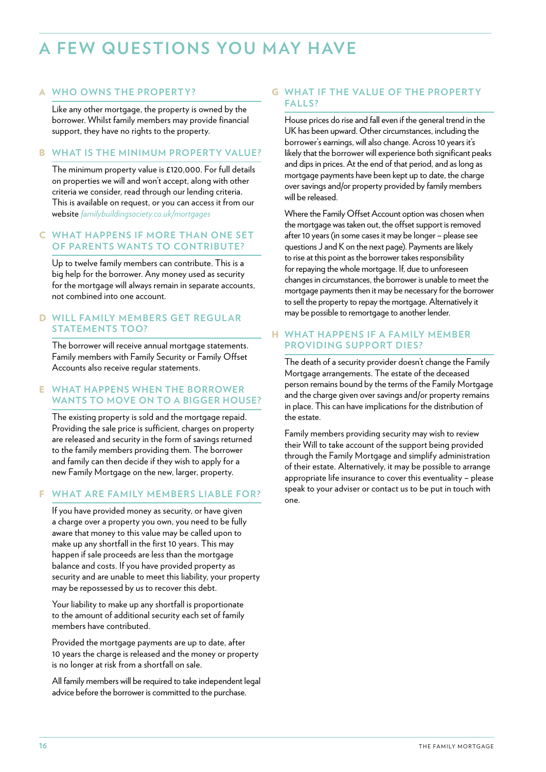# A FEW QUESTIONS YOU MAY HAVE

## A WHO OWNS THE PROPERTY?

Like any other mortgage, the property is owned by the borrower. Whilst family members may provide financial support, they have no rights to the property.

## B WHAT IS THE MINIMUM PROPERTY VALUE?

The minimum property value is £120,000. For full details on properties we will and won't accept, along with other criteria we consider, read through our lending criteria. This is available on request, or you can access it from our website *familybuildingsociety.co.uk/mortgages*

## C WHAT HAPPENS IF MORE THAN ONE SET OF PARENTS WANTS TO CONTRIBUTE?

Up to twelve family members can contribute. This is a big help for the borrower. Any money used as security for the mortgage will always remain in separate accounts, not combined into one account.

## D WILL FAMILY MEMBERS GET REGULAR STATEMENTS TOO?

The borrower will receive annual mortgage statements. Family members with Family Security or Family Offset Accounts also receive regular statements.

## E WHAT HAPPENS WHEN THE BORROWER WANTS TO MOVE ON TO A BIGGER HOUSE?

The existing property is sold and the mortgage repaid. Providing the sale price is sufficient, charges on property are released and security in the form of savings returned to the family members providing them. The borrower and family can then decide if they wish to apply for a new Family Mortgage on the new, larger, property.

## F WHAT ARE FAMILY MEMBERS LIABLE FOR?

If you have provided money as security, or have given a charge over a property you own, you need to be fully aware that money to this value may be called upon to make up any shortfall in the first 10 years. This may happen if sale proceeds are less than the mortgage balance and costs. If you have provided property as security and are unable to meet this liability, your property may be repossessed by us to recover this debt.

Your liability to make up any shortfall is proportionate to the amount of additional security each set of family members have contributed.

Provided the mortgage payments are up to date, after 10 years the charge is released and the money or property is no longer at risk from a shortfall on sale.

All family members will be required to take independent legal advice before the borrower is committed to the purchase.

## G WHAT IF THE VALUE OF THE PROPERTY FALLS?

House prices do rise and fall even if the general trend in the UK has been upward. Other circumstances, including the borrower's earnings, will also change. Across 10 years it's likely that the borrower will experience both significant peaks and dips in prices. At the end of that period, and as long as mortgage payments have been kept up to date, the charge over savings and/or property provided by family members will be released.

Where the Family Offset Account option was chosen when the mortgage was taken out, the offset support is removed after 10 years (in some cases it may be longer – please see questions J and K on the next page). Payments are likely to rise at this point as the borrower takes responsibility for repaying the whole mortgage. If, due to unforeseen changes in circumstances, the borrower is unable to meet the mortgage payments then it may be necessary for the borrower to sell the property to repay the mortgage. Alternatively it may be possible to remortgage to another lender.

## H WHAT HAPPENS IF A FAMILY MEMBER PROVIDING SUPPORT DIES?

The death of a security provider doesn't change the Family Mortgage arrangements. The estate of the deceased person remains bound by the terms of the Family Mortgage and the charge given over savings and/or property remains in place. This can have implications for the distribution of the estate.

Family members providing security may wish to review their Will to take account of the support being provided through the Family Mortgage and simplify administration of their estate. Alternatively, it may be possible to arrange appropriate life insurance to cover this eventuality – please speak to your adviser or contact us to be put in touch with one.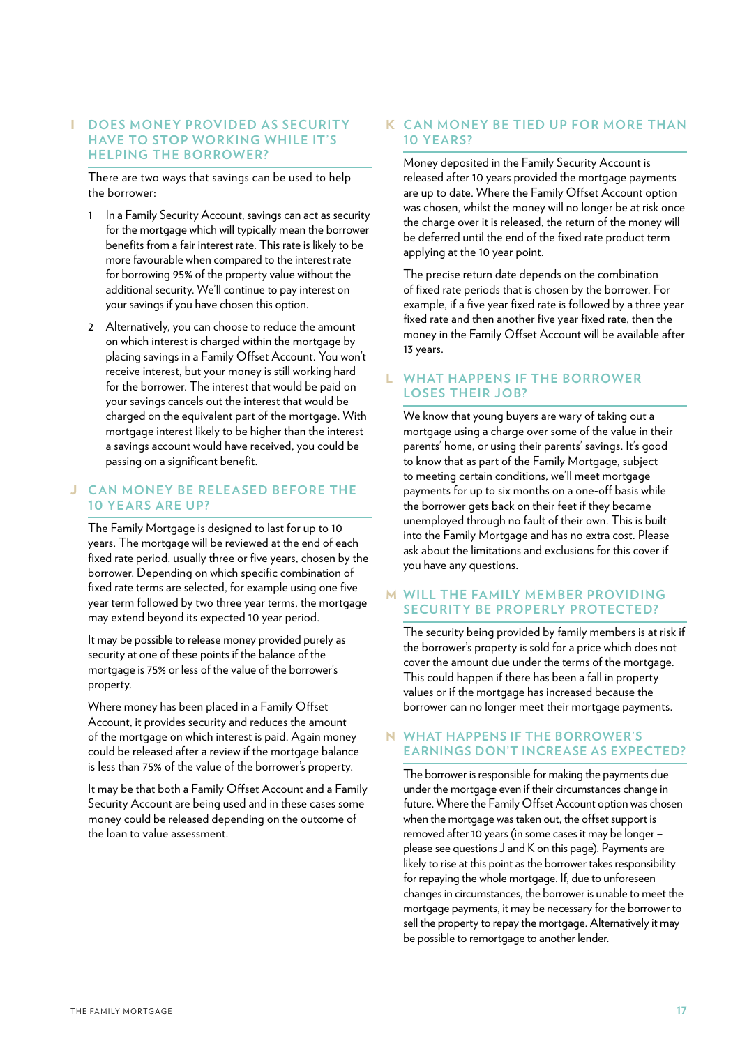## I DOES MONEY PROVIDED AS SECURITY HAVE TO STOP WORKING WHILE IT'S HELPING THE BORROWER?

There are two ways that savings can be used to help the borrower:

1. In a Family Security Account, savings can act as security for the mortgage which will typically mean the borrower benefits from a fair interest rate. This rate is likely to be more favourable when compared to the interest rate for borrowing 95% of the property value without the additional security. We'll continue to pay interest on your savings if you have chosen this option.
2. Alternatively, you can choose to reduce the amount on which interest is charged within the mortgage by placing savings in a Family Offset Account. You won't receive interest, but your money is still working hard for the borrower. The interest that would be paid on your savings cancels out the interest that would be charged on the equivalent part of the mortgage. With mortgage interest likely to be higher than the interest a savings account would have received, you could be passing on a significant benefit.

## J CAN MONEY BE RELEASED BEFORE THE 10 YEARS ARE UP?

The Family Mortgage is designed to last for up to 10 years. The mortgage will be reviewed at the end of each fixed rate period, usually three or five years, chosen by the borrower. Depending on which specific combination of fixed rate terms are selected, for example using one five year term followed by two three year terms, the mortgage may extend beyond its expected 10 year period.

It may be possible to release money provided purely as security at one of these points if the balance of the mortgage is 75% or less of the value of the borrower's property.

Where money has been placed in a Family Offset Account, it provides security and reduces the amount of the mortgage on which interest is paid. Again money could be released after a review if the mortgage balance is less than 75% of the value of the borrower's property.

It may be that both a Family Offset Account and a Family Security Account are being used and in these cases some money could be released depending on the outcome of the loan to value assessment.

## K CAN MONEY BE TIED UP FOR MORE THAN 10 YEARS?

Money deposited in the Family Security Account is released after 10 years provided the mortgage payments are up to date. Where the Family Offset Account option was chosen, whilst the money will no longer be at risk once the charge over it is released, the return of the money will be deferred until the end of the fixed rate product term applying at the 10 year point.

The precise return date depends on the combination of fixed rate periods that is chosen by the borrower. For example, if a five year fixed rate is followed by a three year fixed rate and then another five year fixed rate, then the money in the Family Offset Account will be available after 13 years.

## L WHAT HAPPENS IF THE BORROWER LOSES THEIR JOB?

We know that young buyers are wary of taking out a mortgage using a charge over some of the value in their parents' home, or using their parents' savings. It's good to know that as part of the Family Mortgage, subject to meeting certain conditions, we'll meet mortgage payments for up to six months on a one-off basis while the borrower gets back on their feet if they became unemployed through no fault of their own. This is built into the Family Mortgage and has no extra cost. Please ask about the limitations and exclusions for this cover if you have any questions.

## M WILL THE FAMILY MEMBER PROVIDING SECURITY BE PROPERLY PROTECTED?

The security being provided by family members is at risk if the borrower's property is sold for a price which does not cover the amount due under the terms of the mortgage. This could happen if there has been a fall in property values or if the mortgage has increased because the borrower can no longer meet their mortgage payments.

## N WHAT HAPPENS IF THE BORROWER'S EARNINGS DON'T INCREASE AS EXPECTED?

The borrower is responsible for making the payments due under the mortgage even if their circumstances change in future. Where the Family Offset Account option was chosen when the mortgage was taken out, the offset support is removed after 10 years (in some cases it may be longer – please see questions J and K on this page). Payments are likely to rise at this point as the borrower takes responsibility for repaying the whole mortgage. If, due to unforeseen changes in circumstances, the borrower is unable to meet the mortgage payments, it may be necessary for the borrower to sell the property to repay the mortgage. Alternatively it may be possible to remortgage to another lender.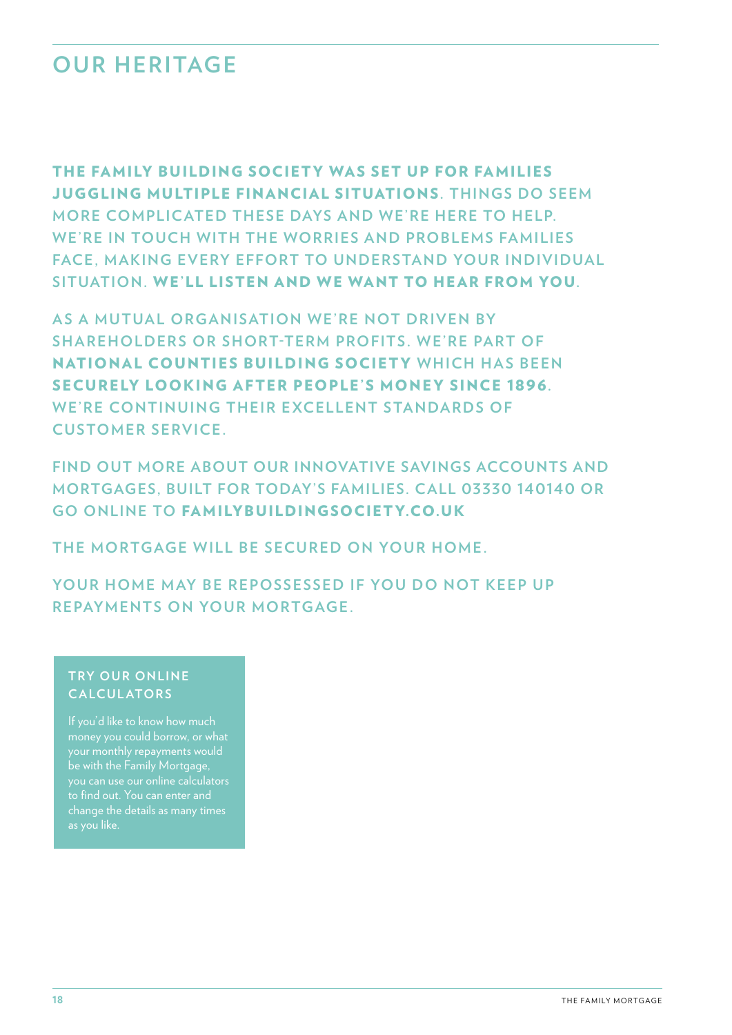# OUR HERITAGE

**THE FAMILY BUILDING SOCIETY WAS SET UP FOR FAMILIES JUGGLING MULTIPLE FINANCIAL SITUATIONS**. THINGS DO SEEM MORE COMPLICATED THESE DAYS AND WE'RE HERE TO HELP. WE'RE IN TOUCH WITH THE WORRIES AND PROBLEMS FAMILIES FACE, MAKING EVERY EFFORT TO UNDERSTAND YOUR INDIVIDUAL SITUATION. **WE'LL LISTEN AND WE WANT TO HEAR FROM YOU**.

AS A MUTUAL ORGANISATION WE'RE NOT DRIVEN BY SHAREHOLDERS OR SHORT-TERM PROFITS. WE'RE PART OF **NATIONAL COUNTIES BUILDING SOCIETY** WHICH HAS BEEN **SECURELY LOOKING AFTER PEOPLE'S MONEY SINCE 1896**. WE'RE CONTINUING THEIR EXCELLENT STANDARDS OF CUSTOMER SERVICE.

FIND OUT MORE ABOUT OUR INNOVATIVE SAVINGS ACCOUNTS AND MORTGAGES, BUILT FOR TODAY'S FAMILIES. CALL 03330 140140 OR GO ONLINE TO **FAMILYBUILDINGSOCIETY.CO.UK**

THE MORTGAGE WILL BE SECURED ON YOUR HOME.

YOUR HOME MAY BE REPOSSESSED IF YOU DO NOT KEEP UP REPAYMENTS ON YOUR MORTGAGE.

### TRY OUR ONLINE CALCULATORS

If you'd like to know how much money you could borrow, or what your monthly repayments would be with the Family Mortgage, you can use our online calculators to find out. You can enter and change the details as many times as you like.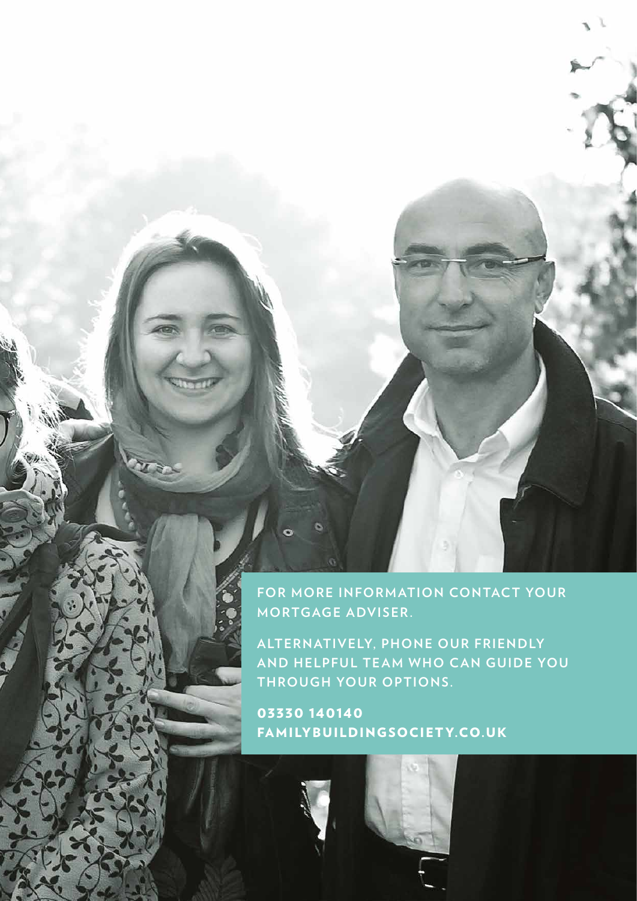FOR MORE INFORMATION CONTACT YOUR MORTGAGE ADVISER.

ALTERNATIVELY, PHONE OUR FRIENDLY AND HELPFUL TEAM WHO CAN GUIDE YOU THROUGH YOUR OPTIONS.

**03330 140140**
**FAMILYBUILDINGSOCIETY.CO.UK**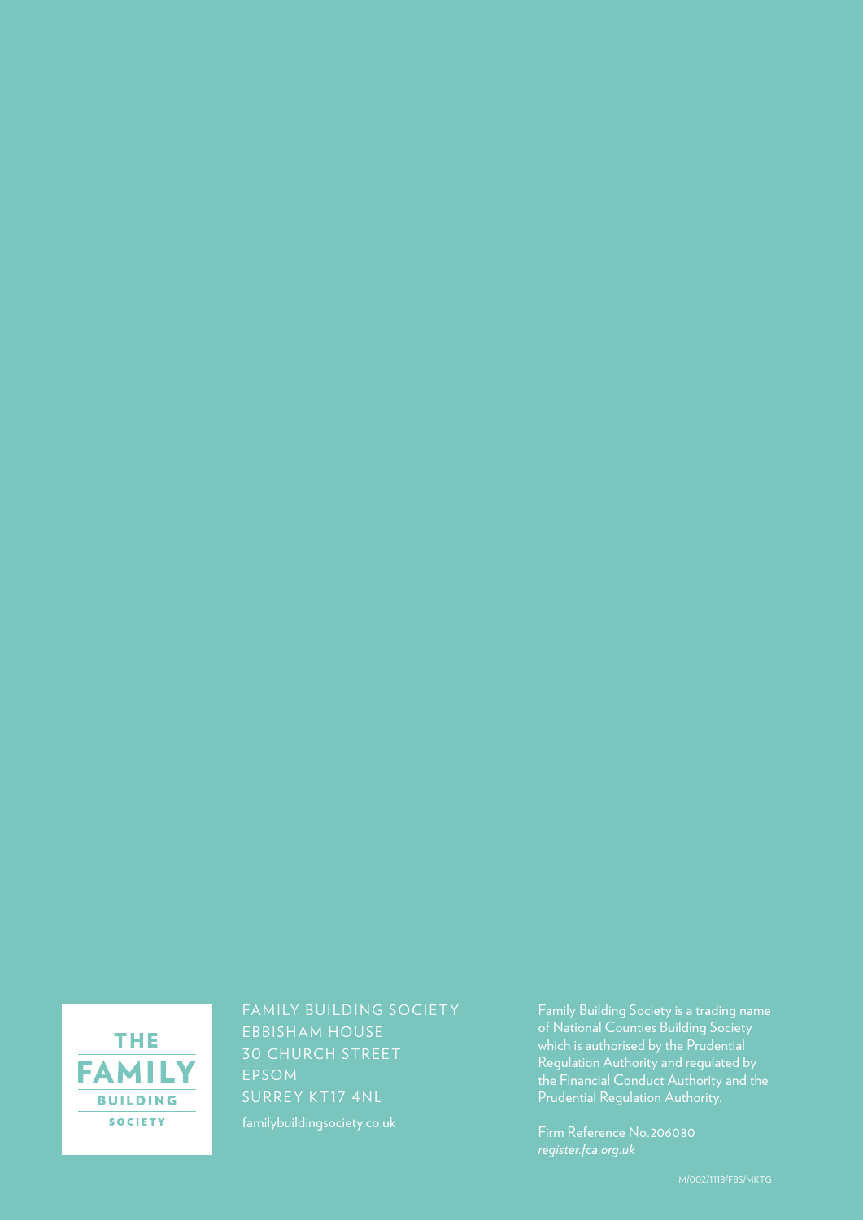THE FAMILY BUILDING SOCIETY

FAMILY BUILDING SOCIETY
EBBISHAM HOUSE
30 CHURCH STREET
EPSOM
SURREY KT17 4NL

familybuildingsociety.co.uk

Family Building Society is a trading name of National Counties Building Society which is authorised by the Prudential Regulation Authority and regulated by the Financial Conduct Authority and the Prudential Regulation Authority.

Firm Reference No.206080
*register.fca.org.uk*

M/002/1118/FBS/MKTG